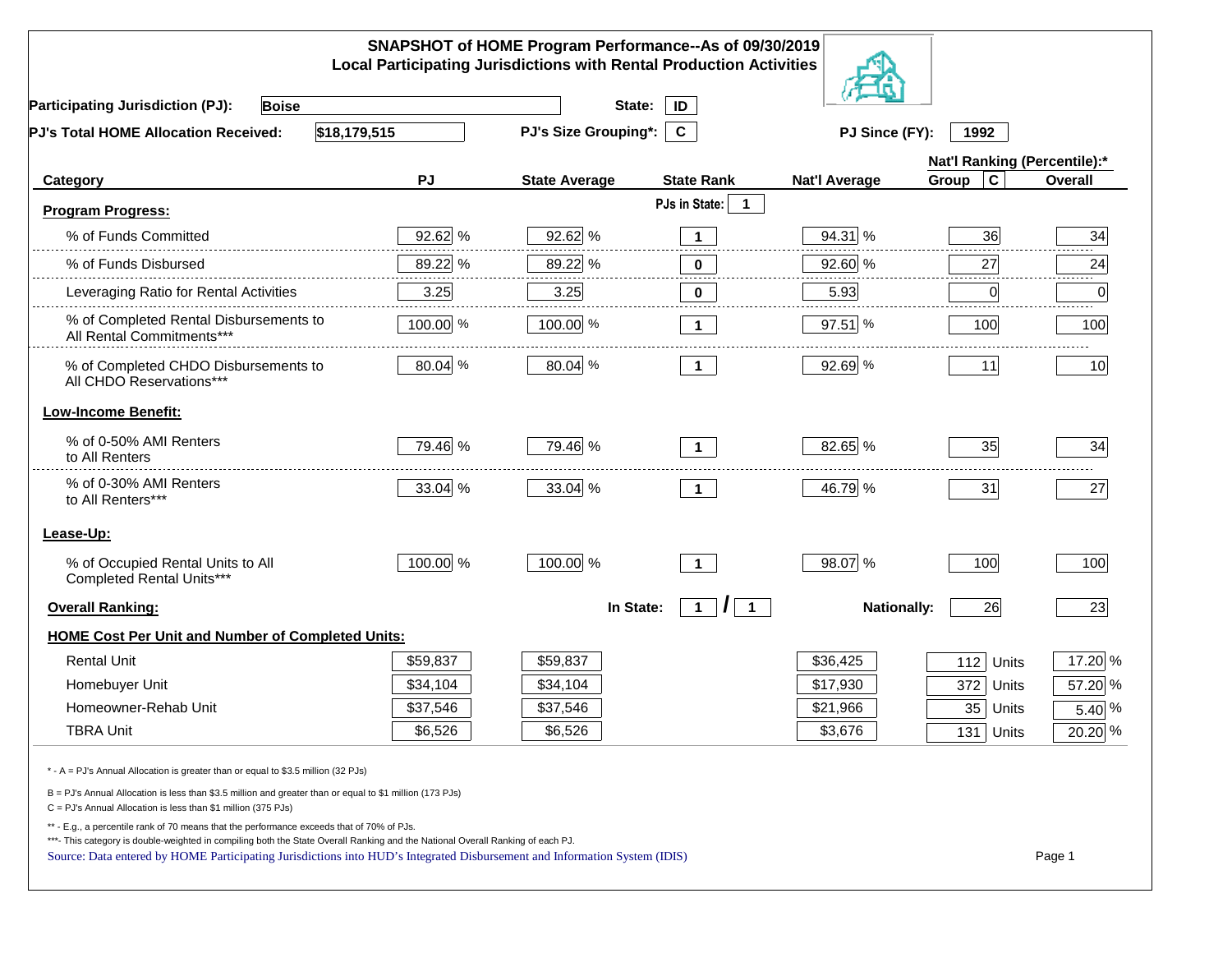# SNAPSHOT of HOME Program Performance--As of 09/30/2019
## Local Participating Jurisdictions with Rental Production Activities

**Participating Jurisdiction (PJ):** Boise **State:** ID

**PJ's Total HOME Allocation Received:** $18,179,515 **PJ's Size Grouping*:** C **PJ Since (FY):** 1992

| Category | PJ | State Average | State Rank | Nat'l Average | Nat'l Ranking (Percentile):* Group C | Overall |
|---|---|---|---|---|---|---|
| **Program Progress:** | | | PJs in State: 1 | | | |
| % of Funds Committed | 92.62 % | 92.62 % | 1 | 94.31 % | 36 | 34 |
| % of Funds Disbursed | 89.22 % | 89.22 % | 0 | 92.60 % | 27 | 24 |
| Leveraging Ratio for Rental Activities | 3.25 | 3.25 | 0 | 5.93 | 0 | 0 |
| % of Completed Rental Disbursements to All Rental Commitments*** | 100.00 % | 100.00 % | 1 | 97.51 % | 100 | 100 |
| % of Completed CHDO Disbursements to All CHDO Reservations*** | 80.04 % | 80.04 % | 1 | 92.69 % | 11 | 10 |
| **Low-Income Benefit:** | | | | | | |
| % of 0-50% AMI Renters to All Renters | 79.46 % | 79.46 % | 1 | 82.65 % | 35 | 34 |
| % of 0-30% AMI Renters to All Renters*** | 33.04 % | 33.04 % | 1 | 46.79 % | 31 | 27 |
| **Lease-Up:** | | | | | | |
| % of Occupied Rental Units to All Completed Rental Units*** | 100.00 % | 100.00 % | 1 | 98.07 % | 100 | 100 |
| **Overall Ranking:** | | In State: | 1 / 1 | Nationally: | 26 | 23 |
| **HOME Cost Per Unit and Number of Completed Units:** | | | | | | |
| Rental Unit | $59,837 | $59,837 | | $36,425 | 112 Units | 17.20 % |
| Homebuyer Unit | $34,104 | $34,104 | | $17,930 | 372 Units | 57.20 % |
| Homeowner-Rehab Unit | $37,546 | $37,546 | | $21,966 | 35 Units | 5.40 % |
| TBRA Unit | $6,526 | $6,526 | | $3,676 | 131 Units | 20.20 % |

\* - A = PJ's Annual Allocation is greater than or equal to $3.5 million (32 PJs)

B = PJ's Annual Allocation is less than $3.5 million and greater than or equal to $1 million (173 PJs)

C = PJ's Annual Allocation is less than $1 million (375 PJs)

** - E.g., a percentile rank of 70 means that the performance exceeds that of 70% of PJs.

***- This category is double-weighted in compiling both the State Overall Ranking and the National Overall Ranking of each PJ.

Source: Data entered by HOME Participating Jurisdictions into HUD's Integrated Disbursement and Information System (IDIS)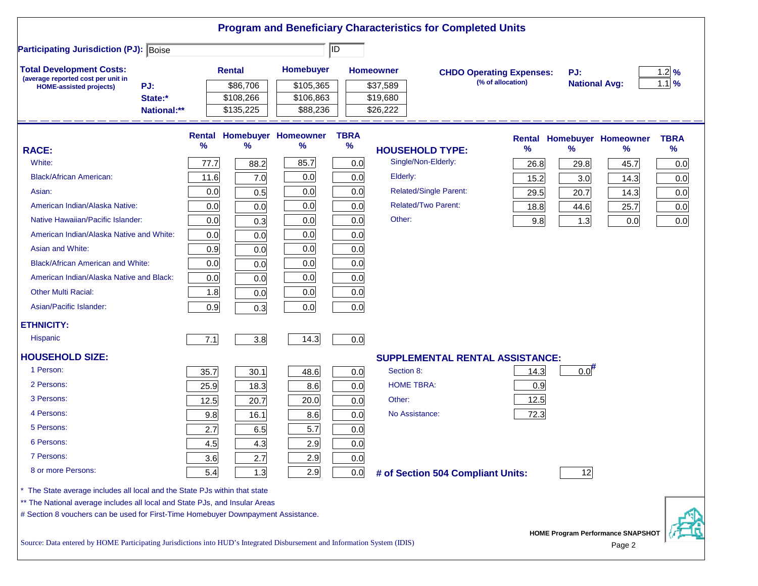# Program and Beneficiary Characteristics for Completed Units

**Participating Jurisdiction (PJ):** Boise ID

**Total Development Costs:** (average reported cost per unit in HOME-assisted projects)

| | Rental | Homebuyer | Homeowner |
|---|---|---|---|
| PJ: | $86,706 | $105,365 | $37,589 |
| State:* | $108,266 | $106,863 | $19,680 |
| National:** | $135,225 | $88,236 | $26,222 |

**CHDO Operating Expenses:** (% of allocation)

| | |
|---|---|
| PJ: | 1.2 % |
| National Avg: | 1.1 % |

| RACE: | Rental % | Homebuyer % | Homeowner % | TBRA % |
|---|---|---|---|---|
| White: | 77.7 | 88.2 | 85.7 | 0.0 |
| Black/African American: | 11.6 | 7.0 | 0.0 | 0.0 |
| Asian: | 0.0 | 0.5 | 0.0 | 0.0 |
| American Indian/Alaska Native: | 0.0 | 0.0 | 0.0 | 0.0 |
| Native Hawaiian/Pacific Islander: | 0.0 | 0.3 | 0.0 | 0.0 |
| American Indian/Alaska Native and White: | 0.0 | 0.0 | 0.0 | 0.0 |
| Asian and White: | 0.9 | 0.0 | 0.0 | 0.0 |
| Black/African American and White: | 0.0 | 0.0 | 0.0 | 0.0 |
| American Indian/Alaska Native and Black: | 0.0 | 0.0 | 0.0 | 0.0 |
| Other Multi Racial: | 1.8 | 0.0 | 0.0 | 0.0 |
| Asian/Pacific Islander: | 0.9 | 0.3 | 0.0 | 0.0 |
| **ETHNICITY:** | | | | |
| Hispanic | 7.1 | 3.8 | 14.3 | 0.0 |
| **HOUSEHOLD SIZE:** | | | | |
| 1 Person: | 35.7 | 30.1 | 48.6 | 0.0 |
| 2 Persons: | 25.9 | 18.3 | 8.6 | 0.0 |
| 3 Persons: | 12.5 | 20.7 | 20.0 | 0.0 |
| 4 Persons: | 9.8 | 16.1 | 8.6 | 0.0 |
| 5 Persons: | 2.7 | 6.5 | 5.7 | 0.0 |
| 6 Persons: | 4.5 | 4.3 | 2.9 | 0.0 |
| 7 Persons: | 3.6 | 2.7 | 2.9 | 0.0 |
| 8 or more Persons: | 5.4 | 1.3 | 2.9 | 0.0 |

| HOUSEHOLD TYPE: | Rental % | Homebuyer % | Homeowner % | TBRA % |
|---|---|---|---|---|
| Single/Non-Elderly: | 26.8 | 29.8 | 45.7 | 0.0 |
| Elderly: | 15.2 | 3.0 | 14.3 | 0.0 |
| Related/Single Parent: | 29.5 | 20.7 | 14.3 | 0.0 |
| Related/Two Parent: | 18.8 | 44.6 | 25.7 | 0.0 |
| Other: | 9.8 | 1.3 | 0.0 | 0.0 |

| SUPPLEMENTAL RENTAL ASSISTANCE: | | |
|---|---|---|
| Section 8: | 14.3 | 0.0# |
| HOME TBRA: | 0.9 | |
| Other: | 12.5 | |
| No Assistance: | 72.3 | |

**# of Section 504 Compliant Units:** 12

\* The State average includes all local and the State PJs within that state

** The National average includes all local and State PJs, and Insular Areas

# Section 8 vouchers can be used for First-Time Homebuyer Downpayment Assistance.

Source: Data entered by HOME Participating Jurisdictions into HUD's Integrated Disbursement and Information System (IDIS)

HOME Program Performance SNAPSHOT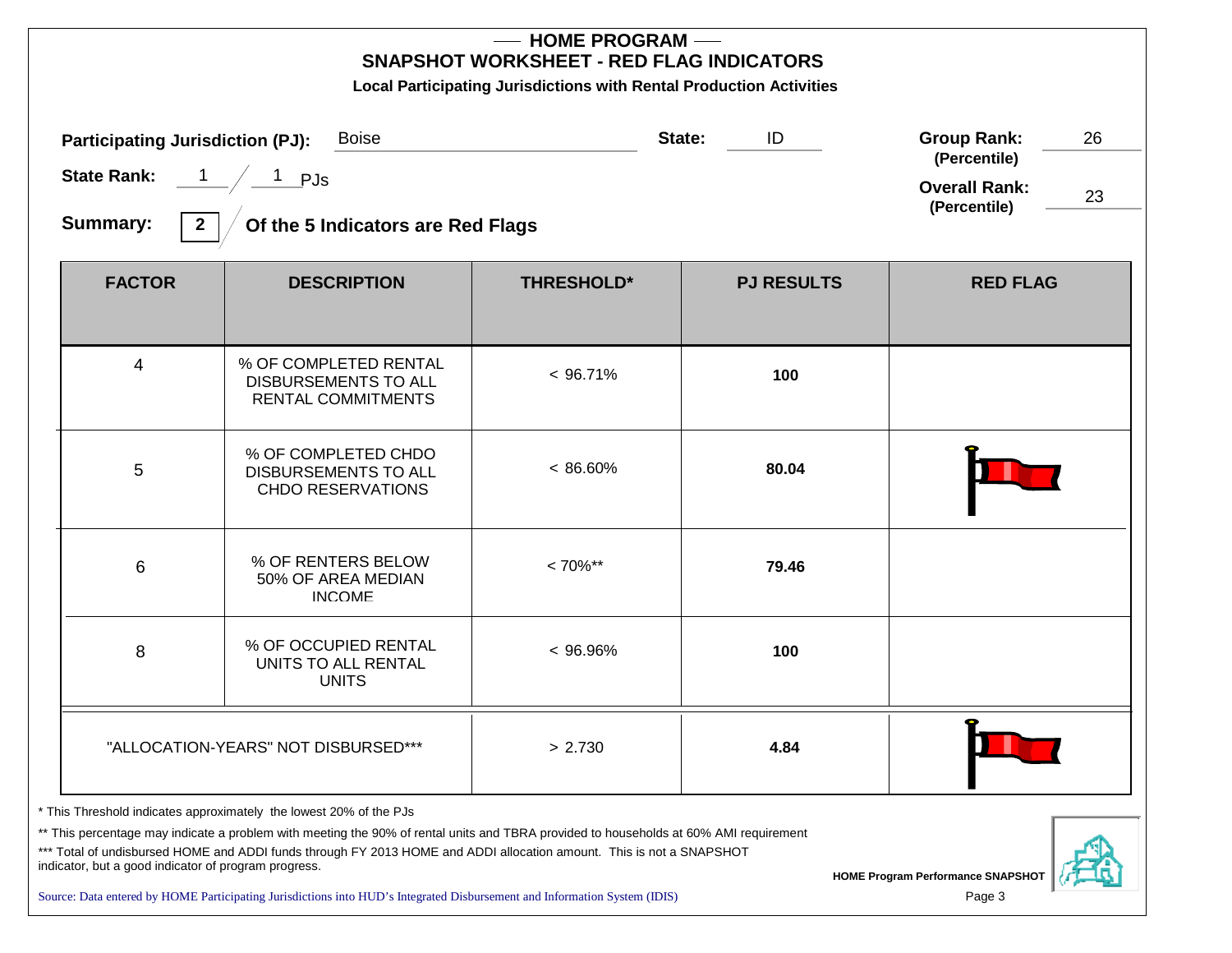# HOME PROGRAM

## SNAPSHOT WORKSHEET - RED FLAG INDICATORS

**Local Participating Jurisdictions with Rental Production Activities**

**Participating Jurisdiction (PJ):** Boise **State:** ID **Group Rank:** 26 **(Percentile)**

**State Rank:** 1 / 1 PJs **Overall Rank:** 23 **(Percentile)**

**Summary:** **2** / **Of the 5 Indicators are Red Flags**

| FACTOR | DESCRIPTION | THRESHOLD* | PJ RESULTS | RED FLAG |
|---|---|---|---|---|
| 4 | % OF COMPLETED RENTAL DISBURSEMENTS TO ALL RENTAL COMMITMENTS | < 96.71% | **100** | |
| 5 | % OF COMPLETED CHDO DISBURSEMENTS TO ALL CHDO RESERVATIONS | < 86.60% | **80.04** | Red Flag |
| 6 | % OF RENTERS BELOW 50% OF AREA MEDIAN INCOME | < 70%** | **79.46** | |
| 8 | % OF OCCUPIED RENTAL UNITS TO ALL RENTAL UNITS | < 96.96% | **100** | |
| "ALLOCATION-YEARS" NOT DISBURSED*** | | > 2.730 | **4.84** | Red Flag |

\* This Threshold indicates approximately the lowest 20% of the PJs

\** This percentage may indicate a problem with meeting the 90% of rental units and TBRA provided to households at 60% AMI requirement

\*** Total of undisbursed HOME and ADDI funds through FY 2013 HOME and ADDI allocation amount. This is not a SNAPSHOT indicator, but a good indicator of program progress.

Source: Data entered by HOME Participating Jurisdictions into HUD's Integrated Disbursement and Information System (IDIS)